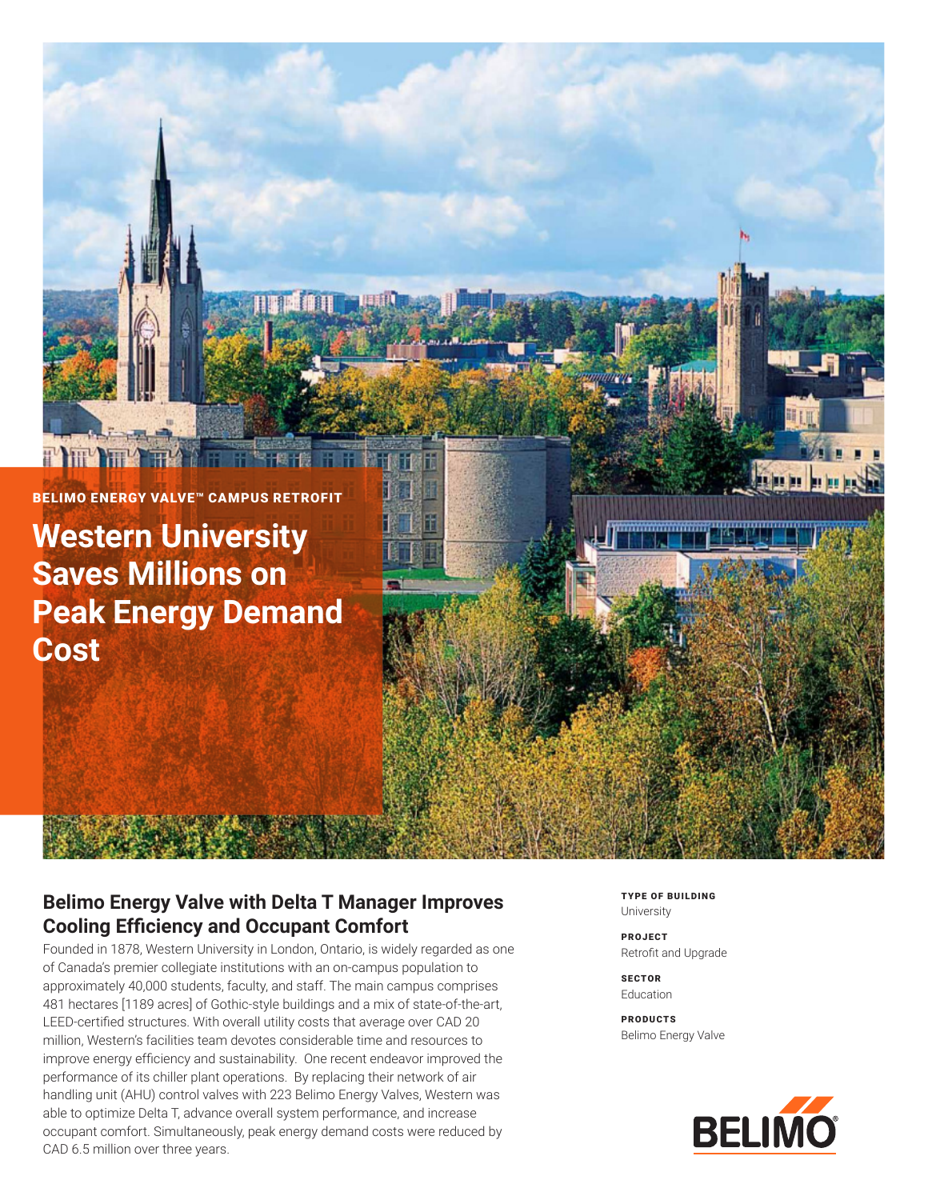BELIMO ENERGY VALVE™ CAMPUS RETROFIT

# Western University Saves Millions on Peak Energy Demand Cost

## Belimo Energy Valve with Delta T Manager Improves Cooling Efficiency and Occupant Comfort

Founded in 1878, Western University in London, Ontario, is widely regarded as one of Canada's premier collegiate institutions with an on-campus population to approximately 40,000 students, faculty, and staff. The main campus comprises 481 hectares [1189 acres] of Gothic-style buildings and a mix of state-of-the-art, LEED-certified structures. With overall utility costs that average over CAD 20 million, Western's facilities team devotes considerable time and resources to improve energy efficiency and sustainability. One recent endeavor improved the performance of its chiller plant operations. By replacing their network of air handling unit (AHU) control valves with 223 Belimo Energy Valves, Western was able to optimize Delta T, advance overall system performance, and increase occupant comfort. Simultaneously, peak energy demand costs were reduced by CAD 6.5 million over three years.

**TYPE OF BUILDING**
University

**PROJECT**
Retrofit and Upgrade

**SECTOR**
Education

**PRODUCTS**
Belimo Energy Valve

BELIMO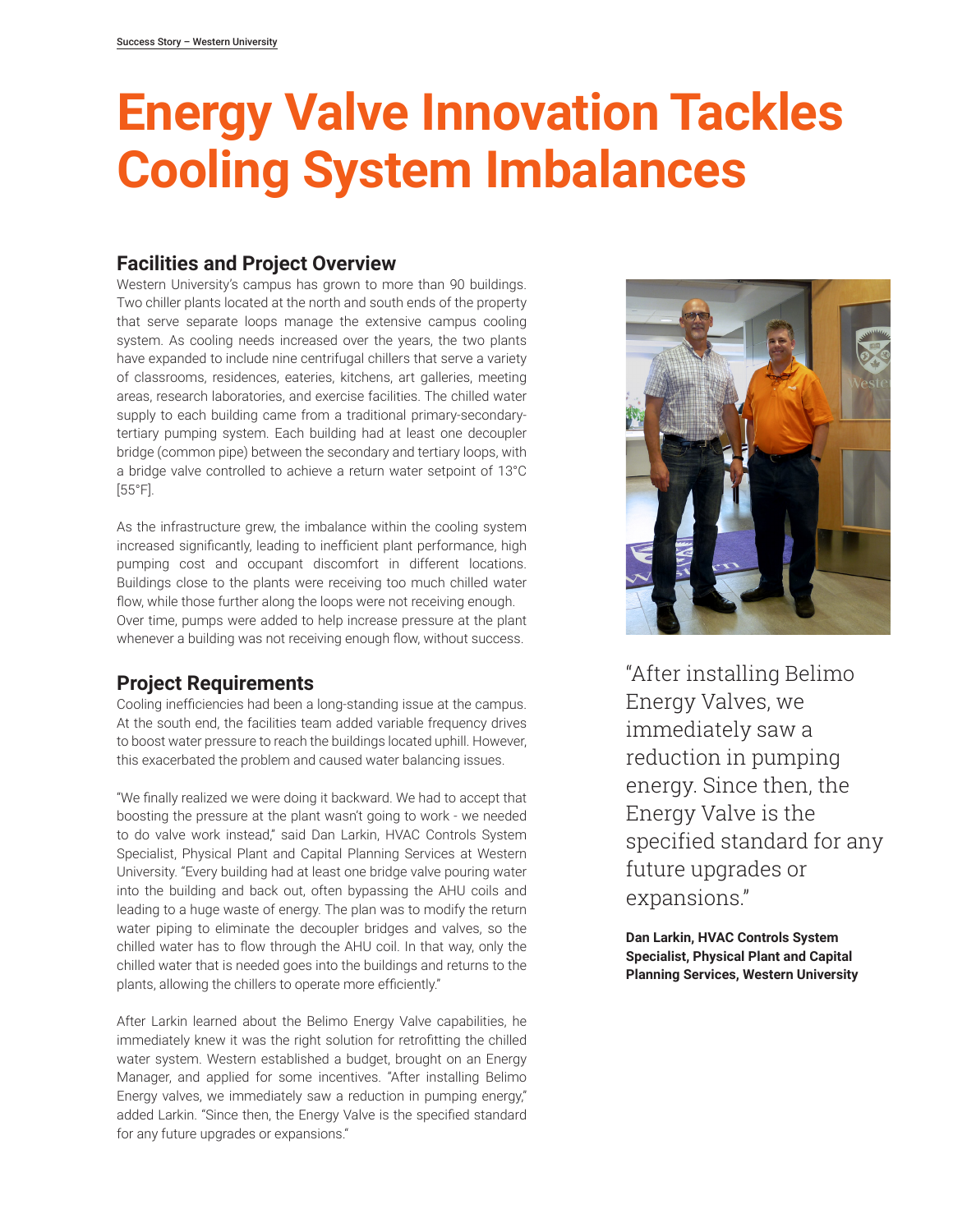# Energy Valve Innovation Tackles Cooling System Imbalances

## Facilities and Project Overview

Western University's campus has grown to more than 90 buildings. Two chiller plants located at the north and south ends of the property that serve separate loops manage the extensive campus cooling system. As cooling needs increased over the years, the two plants have expanded to include nine centrifugal chillers that serve a variety of classrooms, residences, eateries, kitchens, art galleries, meeting areas, research laboratories, and exercise facilities. The chilled water supply to each building came from a traditional primary-secondary-tertiary pumping system. Each building had at least one decoupler bridge (common pipe) between the secondary and tertiary loops, with a bridge valve controlled to achieve a return water setpoint of 13°C [55°F].

As the infrastructure grew, the imbalance within the cooling system increased significantly, leading to inefficient plant performance, high pumping cost and occupant discomfort in different locations. Buildings close to the plants were receiving too much chilled water flow, while those further along the loops were not receiving enough. Over time, pumps were added to help increase pressure at the plant whenever a building was not receiving enough flow, without success.

## Project Requirements

Cooling inefficiencies had been a long-standing issue at the campus. At the south end, the facilities team added variable frequency drives to boost water pressure to reach the buildings located uphill. However, this exacerbated the problem and caused water balancing issues.

"We finally realized we were doing it backward. We had to accept that boosting the pressure at the plant wasn't going to work - we needed to do valve work instead," said Dan Larkin, HVAC Controls System Specialist, Physical Plant and Capital Planning Services at Western University. "Every building had at least one bridge valve pouring water into the building and back out, often bypassing the AHU coils and leading to a huge waste of energy. The plan was to modify the return water piping to eliminate the decoupler bridges and valves, so the chilled water has to flow through the AHU coil. In that way, only the chilled water that is needed goes into the buildings and returns to the plants, allowing the chillers to operate more efficiently."

After Larkin learned about the Belimo Energy Valve capabilities, he immediately knew it was the right solution for retrofitting the chilled water system. Western established a budget, brought on an Energy Manager, and applied for some incentives. "After installing Belimo Energy valves, we immediately saw a reduction in pumping energy," added Larkin. "Since then, the Energy Valve is the specified standard for any future upgrades or expansions."

> "After installing Belimo Energy Valves, we immediately saw a reduction in pumping energy. Since then, the Energy Valve is the specified standard for any future upgrades or expansions."
>
> **Dan Larkin, HVAC Controls System Specialist, Physical Plant and Capital Planning Services, Western University**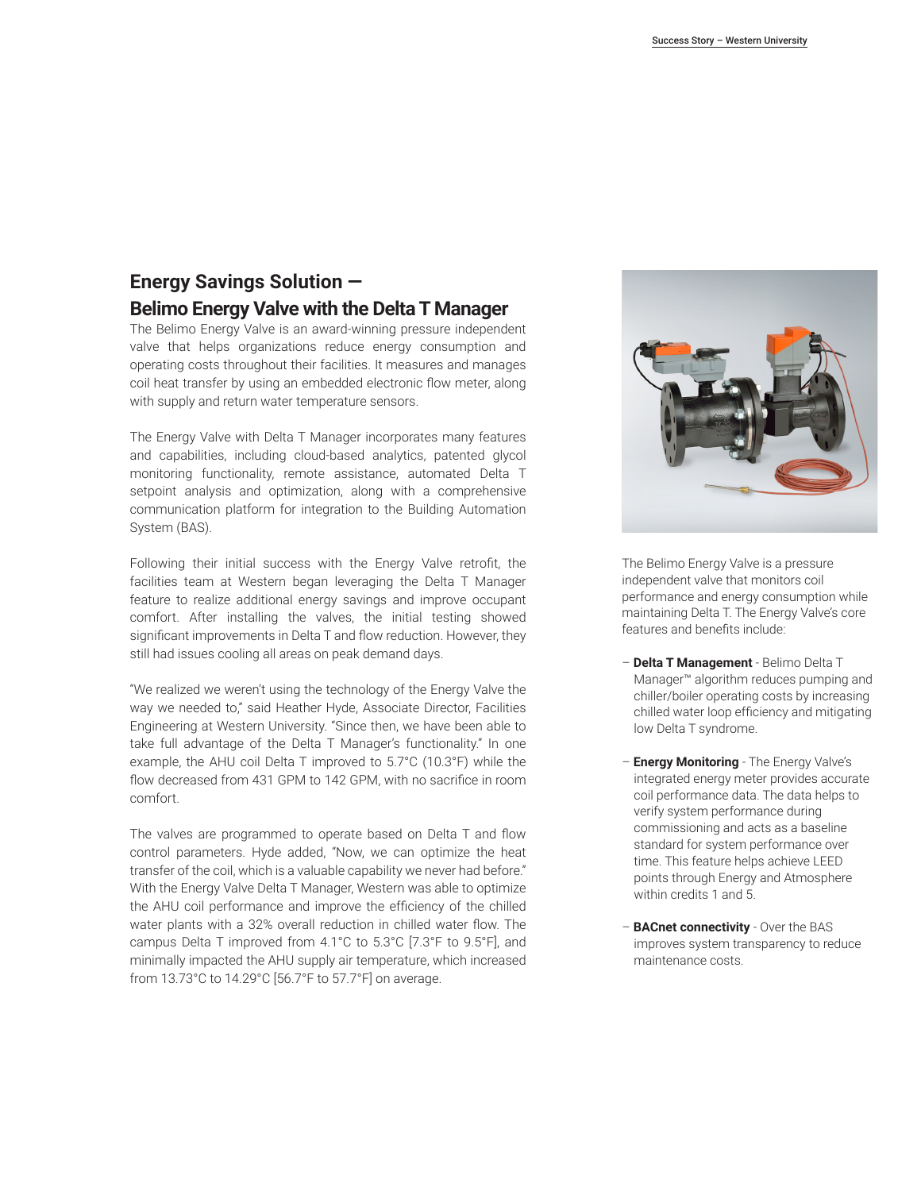## Energy Savings Solution — Belimo Energy Valve with the Delta T Manager

The Belimo Energy Valve is an award-winning pressure independent valve that helps organizations reduce energy consumption and operating costs throughout their facilities. It measures and manages coil heat transfer by using an embedded electronic flow meter, along with supply and return water temperature sensors.

The Energy Valve with Delta T Manager incorporates many features and capabilities, including cloud-based analytics, patented glycol monitoring functionality, remote assistance, automated Delta T setpoint analysis and optimization, along with a comprehensive communication platform for integration to the Building Automation System (BAS).

Following their initial success with the Energy Valve retrofit, the facilities team at Western began leveraging the Delta T Manager feature to realize additional energy savings and improve occupant comfort. After installing the valves, the initial testing showed significant improvements in Delta T and flow reduction. However, they still had issues cooling all areas on peak demand days.

"We realized we weren't using the technology of the Energy Valve the way we needed to," said Heather Hyde, Associate Director, Facilities Engineering at Western University. "Since then, we have been able to take full advantage of the Delta T Manager's functionality." In one example, the AHU coil Delta T improved to 5.7°C (10.3°F) while the flow decreased from 431 GPM to 142 GPM, with no sacrifice in room comfort.

The valves are programmed to operate based on Delta T and flow control parameters. Hyde added, "Now, we can optimize the heat transfer of the coil, which is a valuable capability we never had before." With the Energy Valve Delta T Manager, Western was able to optimize the AHU coil performance and improve the efficiency of the chilled water plants with a 32% overall reduction in chilled water flow. The campus Delta T improved from 4.1°C to 5.3°C [7.3°F to 9.5°F], and minimally impacted the AHU supply air temperature, which increased from 13.73°C to 14.29°C [56.7°F to 57.7°F] on average.

The Belimo Energy Valve is a pressure independent valve that monitors coil performance and energy consumption while maintaining Delta T. The Energy Valve's core features and benefits include:

- **Delta T Management** - Belimo Delta T Manager™ algorithm reduces pumping and chiller/boiler operating costs by increasing chilled water loop efficiency and mitigating low Delta T syndrome.
- **Energy Monitoring** - The Energy Valve's integrated energy meter provides accurate coil performance data. The data helps to verify system performance during commissioning and acts as a baseline standard for system performance over time. This feature helps achieve LEED points through Energy and Atmosphere within credits 1 and 5.
- **BACnet connectivity** - Over the BAS improves system transparency to reduce maintenance costs.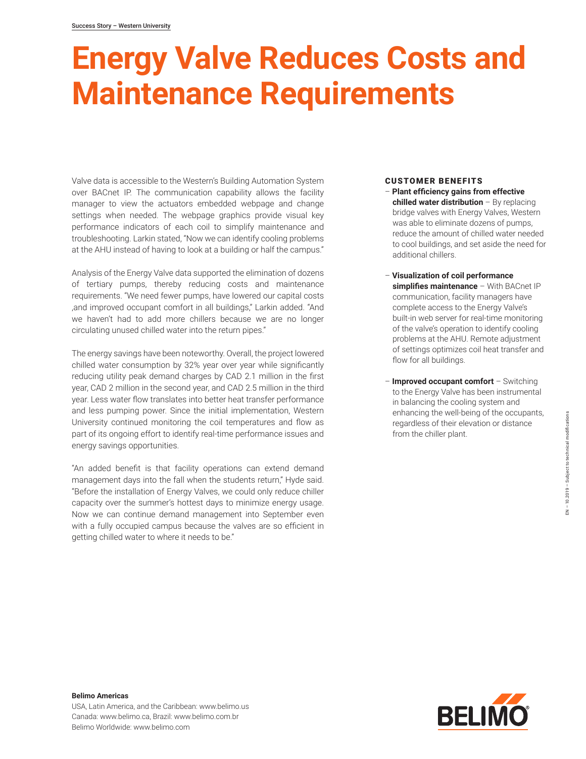# Energy Valve Reduces Costs and Maintenance Requirements

Valve data is accessible to the Western's Building Automation System over BACnet IP. The communication capability allows the facility manager to view the actuators embedded webpage and change settings when needed. The webpage graphics provide visual key performance indicators of each coil to simplify maintenance and troubleshooting. Larkin stated, "Now we can identify cooling problems at the AHU instead of having to look at a building or half the campus."

Analysis of the Energy Valve data supported the elimination of dozens of tertiary pumps, thereby reducing costs and maintenance requirements. "We need fewer pumps, have lowered our capital costs ,and improved occupant comfort in all buildings," Larkin added. "And we haven't had to add more chillers because we are no longer circulating unused chilled water into the return pipes."

The energy savings have been noteworthy. Overall, the project lowered chilled water consumption by 32% year over year while significantly reducing utility peak demand charges by CAD 2.1 million in the first year, CAD 2 million in the second year, and CAD 2.5 million in the third year. Less water flow translates into better heat transfer performance and less pumping power. Since the initial implementation, Western University continued monitoring the coil temperatures and flow as part of its ongoing effort to identify real-time performance issues and energy savings opportunities.

"An added benefit is that facility operations can extend demand management days into the fall when the students return," Hyde said. "Before the installation of Energy Valves, we could only reduce chiller capacity over the summer's hottest days to minimize energy usage. Now we can continue demand management into September even with a fully occupied campus because the valves are so efficient in getting chilled water to where it needs to be."

### CUSTOMER BENEFITS

- **Plant efficiency gains from effective chilled water distribution** – By replacing bridge valves with Energy Valves, Western was able to eliminate dozens of pumps, reduce the amount of chilled water needed to cool buildings, and set aside the need for additional chillers.
- **Visualization of coil performance simplifies maintenance** – With BACnet IP communication, facility managers have complete access to the Energy Valve's built-in web server for real-time monitoring of the valve's operation to identify cooling problems at the AHU. Remote adjustment of settings optimizes coil heat transfer and flow for all buildings.
- **Improved occupant comfort** – Switching to the Energy Valve has been instrumental in balancing the cooling system and enhancing the well-being of the occupants, regardless of their elevation or distance from the chiller plant.

EN – 10.2019 – Subject to technical modifications

**Belimo Americas**
USA, Latin America, and the Caribbean: www.belimo.us
Canada: www.belimo.ca, Brazil: www.belimo.com.br
Belimo Worldwide: www.belimo.com